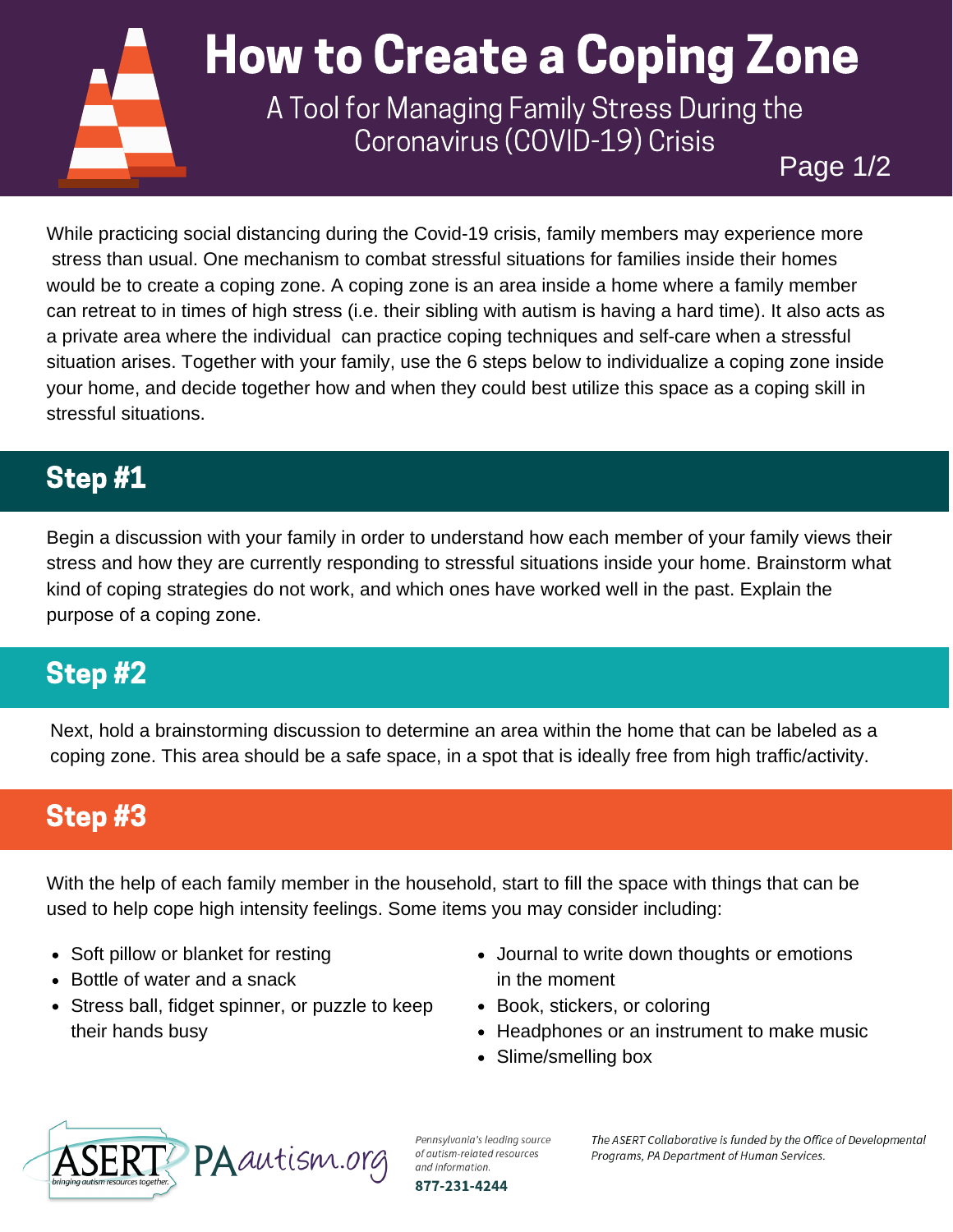# How to Create a Coping Zone

A Tool for Managing Family Stress During the Coronavirus (COVID-19) Crisis

While practicing social distancing during the Covid-19 crisis, family members may experience more stress than usual. One mechanism to combat stressful situations for families inside their homes would be to create a coping zone. A coping zone is an area inside a home where a family member can retreat to in times of high stress (i.e. their sibling with autism is having a hard time). It also acts as a private area where the individual can practice coping techniques and self-care when a stressful situation arises. Together with your family, use the 6 steps below to individualize a coping zone inside your home, and decide together how and when they could best utilize this space as a coping skill in stressful situations.

## Step #1

Begin a discussion with your family in order to understand how each member of your family views their stress and how they are currently responding to stressful situations inside your home. Brainstorm what kind of coping strategies do not work, and which ones have worked well in the past. Explain the purpose of a coping zone.

## Step #2

Next, hold a brainstorming discussion to determine an area within the home that can be labeled as a coping zone. This area should be a safe space, in a spot that is ideally free from high traffic/activity.

## Step #3

With the help of each family member in the household, start to fill the space with things that can be used to help cope high intensity feelings. Some items you may consider including:

- Soft pillow or blanket for resting
- Bottle of water and a snack
- Stress ball, fidget spinner, or puzzle to keep their hands busy
- Journal to write down thoughts or emotions in the moment
- Book, stickers, or coloring
- Headphones or an instrument to make music
- Slime/smelling box

ASERT bringing autism resources together. PAautism.org

*Pennsylvania's leading source of autism-related resources and information.*

**877-231-4244**

*The ASERT Collaborative is funded by the Office of Developmental Programs, PA Department of Human Services.*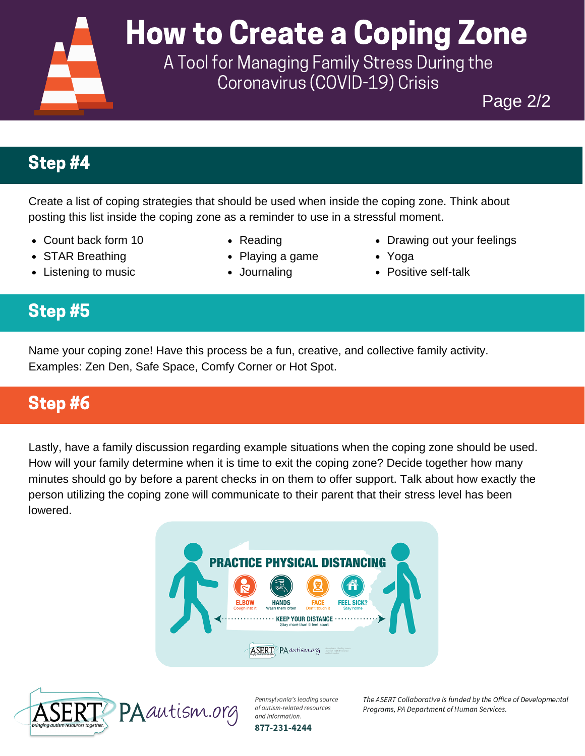# How to Create a Coping Zone

A Tool for Managing Family Stress During the Coronavirus (COVID-19) Crisis

## Step #4

Create a list of coping strategies that should be used when inside the coping zone. Think about posting this list inside the coping zone as a reminder to use in a stressful moment.

- Count back form 10
- STAR Breathing
- Listening to music
- Reading
- Playing a game
- Journaling
- Drawing out your feelings
- Yoga
- Positive self-talk

## Step #5

Name your coping zone! Have this process be a fun, creative, and collective family activity. Examples: Zen Den, Safe Space, Comfy Corner or Hot Spot.

## Step #6

Lastly, have a family discussion regarding example situations when the coping zone should be used. How will your family determine when it is time to exit the coping zone? Decide together how many minutes should go by before a parent checks in on them to offer support. Talk about how exactly the person utilizing the coping zone will communicate to their parent that their stress level has been lowered.

PRACTICE PHYSICAL DISTANCING

ELBOW Cough into it

HANDS Wash them often

FACE Don't touch it

FEEL SICK? Stay home

KEEP YOUR DISTANCE Stay more than 6 feet apart

ASERT PAautism.org

ASERT bringing autism resources together. PAautism.org

*Pennsylvania's leading source of autism-related resources and information.*

**877-231-4244**

*The ASERT Collaborative is funded by the Office of Developmental Programs, PA Department of Human Services.*